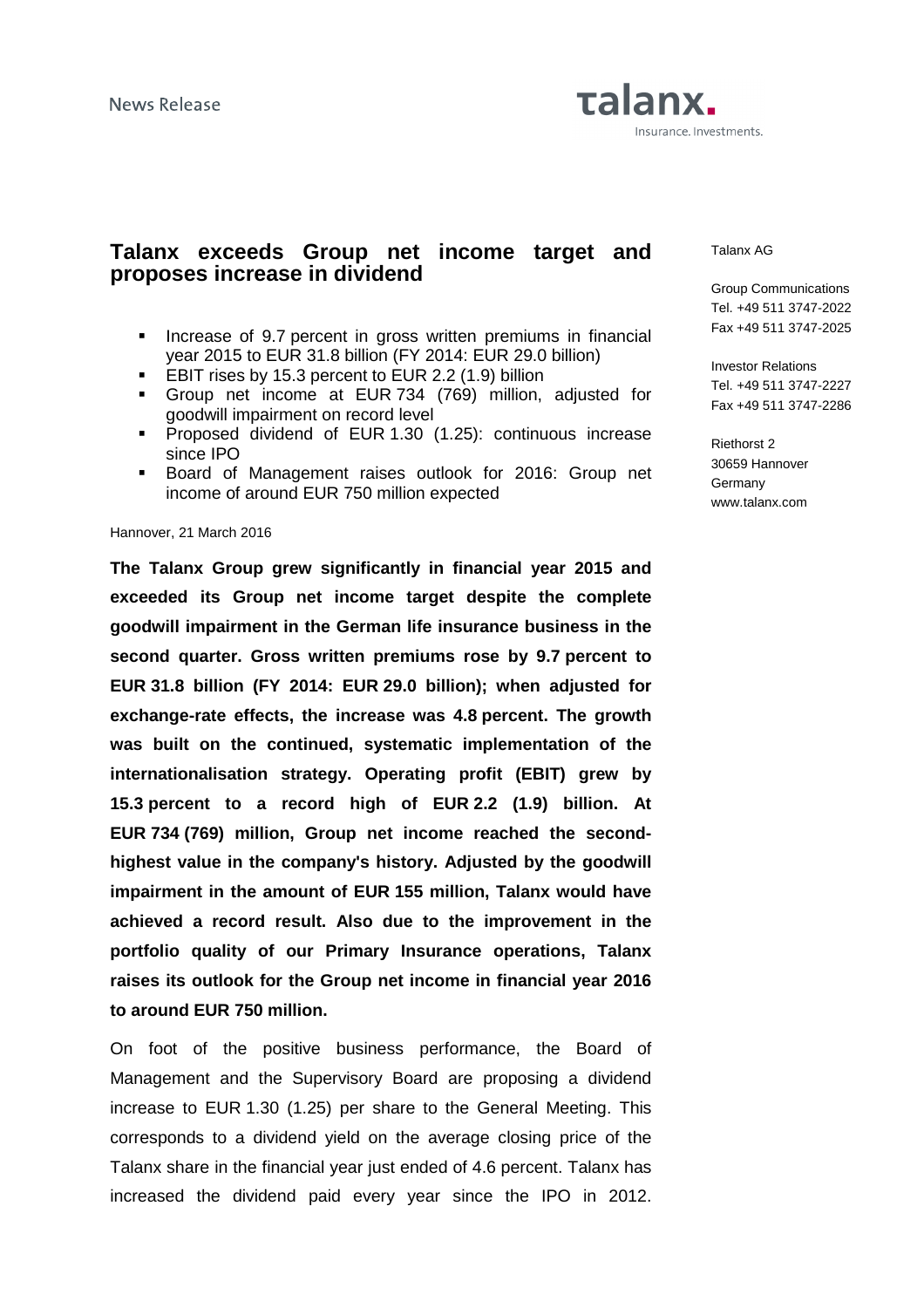News Release

# Talanx exceeds Group net income target and proposes increase in dividend

- Increase of 9.7 percent in gross written premiums in financial year 2015 to EUR 31.8 billion (FY 2014: EUR 29.0 billion)
- EBIT rises by 15.3 percent to EUR 2.2 (1.9) billion
- Group net income at EUR 734 (769) million, adjusted for goodwill impairment on record level
- Proposed dividend of EUR 1.30 (1.25): continuous increase since IPO
- Board of Management raises outlook for 2016: Group net income of around EUR 750 million expected

Talanx AG

Group Communications
Tel. +49 511 3747-2022
Fax +49 511 3747-2025

Investor Relations
Tel. +49 511 3747-2227
Fax +49 511 3747-2286

Riethorst 2
30659 Hannover
Germany
www.talanx.com

Hannover, 21 March 2016

**The Talanx Group grew significantly in financial year 2015 and exceeded its Group net income target despite the complete goodwill impairment in the German life insurance business in the second quarter. Gross written premiums rose by 9.7 percent to EUR 31.8 billion (FY 2014: EUR 29.0 billion); when adjusted for exchange-rate effects, the increase was 4.8 percent. The growth was built on the continued, systematic implementation of the internationalisation strategy. Operating profit (EBIT) grew by 15.3 percent to a record high of EUR 2.2 (1.9) billion. At EUR 734 (769) million, Group net income reached the second-highest value in the company's history. Adjusted by the goodwill impairment in the amount of EUR 155 million, Talanx would have achieved a record result. Also due to the improvement in the portfolio quality of our Primary Insurance operations, Talanx raises its outlook for the Group net income in financial year 2016 to around EUR 750 million.**

On foot of the positive business performance, the Board of Management and the Supervisory Board are proposing a dividend increase to EUR 1.30 (1.25) per share to the General Meeting. This corresponds to a dividend yield on the average closing price of the Talanx share in the financial year just ended of 4.6 percent. Talanx has increased the dividend paid every year since the IPO in 2012.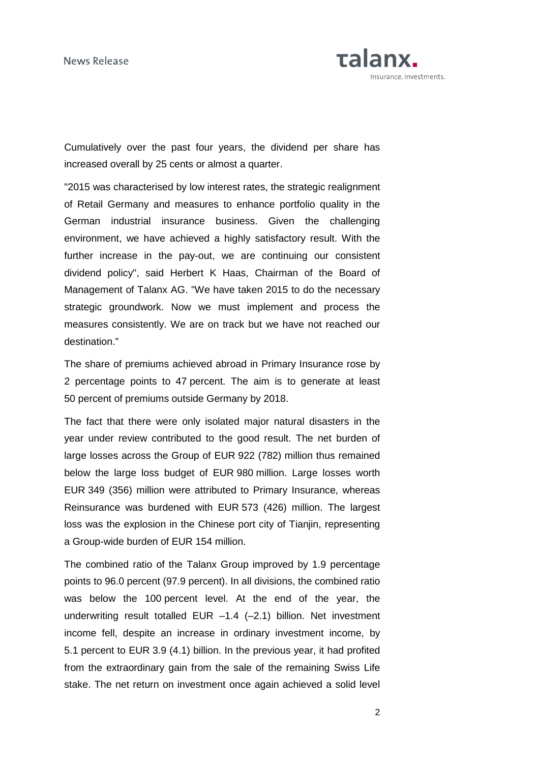Cumulatively over the past four years, the dividend per share has increased overall by 25 cents or almost a quarter.

"2015 was characterised by low interest rates, the strategic realignment of Retail Germany and measures to enhance portfolio quality in the German industrial insurance business. Given the challenging environment, we have achieved a highly satisfactory result. With the further increase in the pay-out, we are continuing our consistent dividend policy", said Herbert K Haas, Chairman of the Board of Management of Talanx AG. "We have taken 2015 to do the necessary strategic groundwork. Now we must implement and process the measures consistently. We are on track but we have not reached our destination."

The share of premiums achieved abroad in Primary Insurance rose by 2 percentage points to 47 percent. The aim is to generate at least 50 percent of premiums outside Germany by 2018.

The fact that there were only isolated major natural disasters in the year under review contributed to the good result. The net burden of large losses across the Group of EUR 922 (782) million thus remained below the large loss budget of EUR 980 million. Large losses worth EUR 349 (356) million were attributed to Primary Insurance, whereas Reinsurance was burdened with EUR 573 (426) million. The largest loss was the explosion in the Chinese port city of Tianjin, representing a Group-wide burden of EUR 154 million.

The combined ratio of the Talanx Group improved by 1.9 percentage points to 96.0 percent (97.9 percent). In all divisions, the combined ratio was below the 100 percent level. At the end of the year, the underwriting result totalled EUR –1.4 (–2.1) billion. Net investment income fell, despite an increase in ordinary investment income, by 5.1 percent to EUR 3.9 (4.1) billion. In the previous year, it had profited from the extraordinary gain from the sale of the remaining Swiss Life stake. The net return on investment once again achieved a solid level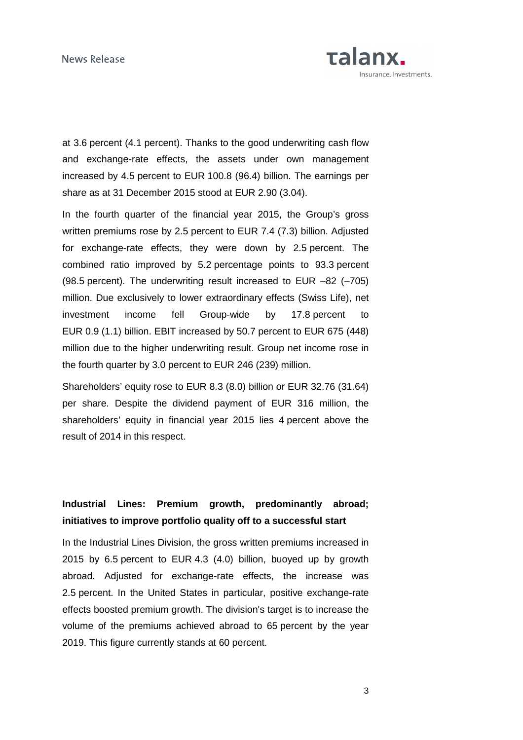at 3.6 percent (4.1 percent). Thanks to the good underwriting cash flow and exchange-rate effects, the assets under own management increased by 4.5 percent to EUR 100.8 (96.4) billion. The earnings per share as at 31 December 2015 stood at EUR 2.90 (3.04).

In the fourth quarter of the financial year 2015, the Group's gross written premiums rose by 2.5 percent to EUR 7.4 (7.3) billion. Adjusted for exchange-rate effects, they were down by 2.5 percent. The combined ratio improved by 5.2 percentage points to 93.3 percent (98.5 percent). The underwriting result increased to EUR –82 (–705) million. Due exclusively to lower extraordinary effects (Swiss Life), net investment income fell Group-wide by 17.8 percent to EUR 0.9 (1.1) billion. EBIT increased by 50.7 percent to EUR 675 (448) million due to the higher underwriting result. Group net income rose in the fourth quarter by 3.0 percent to EUR 246 (239) million.

Shareholders' equity rose to EUR 8.3 (8.0) billion or EUR 32.76 (31.64) per share. Despite the dividend payment of EUR 316 million, the shareholders' equity in financial year 2015 lies 4 percent above the result of 2014 in this respect.

**Industrial Lines: Premium growth, predominantly abroad; initiatives to improve portfolio quality off to a successful start**

In the Industrial Lines Division, the gross written premiums increased in 2015 by 6.5 percent to EUR 4.3 (4.0) billion, buoyed up by growth abroad. Adjusted for exchange-rate effects, the increase was 2.5 percent. In the United States in particular, positive exchange-rate effects boosted premium growth. The division's target is to increase the volume of the premiums achieved abroad to 65 percent by the year 2019. This figure currently stands at 60 percent.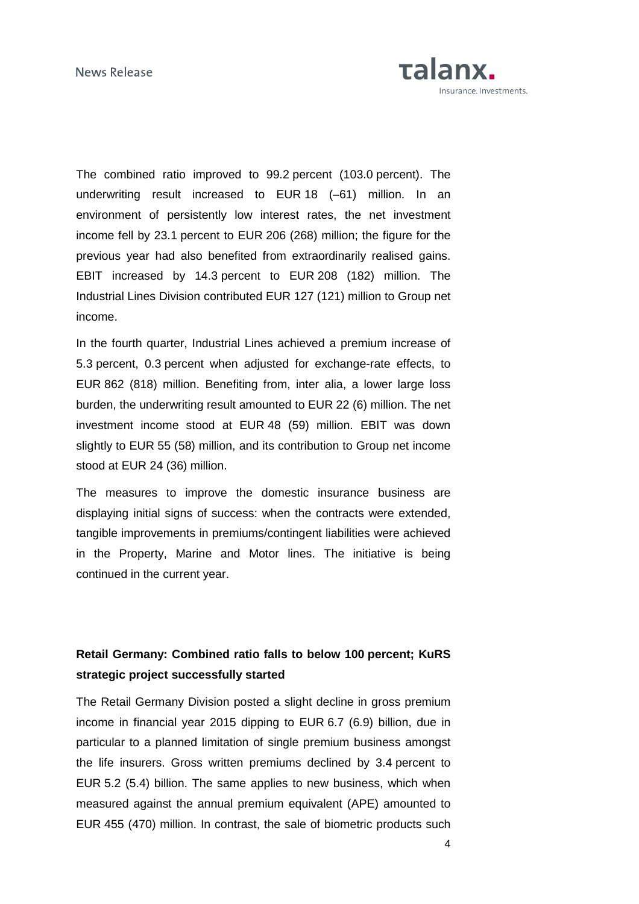The combined ratio improved to 99.2 percent (103.0 percent). The underwriting result increased to EUR 18 (–61) million. In an environment of persistently low interest rates, the net investment income fell by 23.1 percent to EUR 206 (268) million; the figure for the previous year had also benefited from extraordinarily realised gains. EBIT increased by 14.3 percent to EUR 208 (182) million. The Industrial Lines Division contributed EUR 127 (121) million to Group net income.

In the fourth quarter, Industrial Lines achieved a premium increase of 5.3 percent, 0.3 percent when adjusted for exchange-rate effects, to EUR 862 (818) million. Benefiting from, inter alia, a lower large loss burden, the underwriting result amounted to EUR 22 (6) million. The net investment income stood at EUR 48 (59) million. EBIT was down slightly to EUR 55 (58) million, and its contribution to Group net income stood at EUR 24 (36) million.

The measures to improve the domestic insurance business are displaying initial signs of success: when the contracts were extended, tangible improvements in premiums/contingent liabilities were achieved in the Property, Marine and Motor lines. The initiative is being continued in the current year.

## Retail Germany: Combined ratio falls to below 100 percent; KuRS strategic project successfully started

The Retail Germany Division posted a slight decline in gross premium income in financial year 2015 dipping to EUR 6.7 (6.9) billion, due in particular to a planned limitation of single premium business amongst the life insurers. Gross written premiums declined by 3.4 percent to EUR 5.2 (5.4) billion. The same applies to new business, which when measured against the annual premium equivalent (APE) amounted to EUR 455 (470) million. In contrast, the sale of biometric products such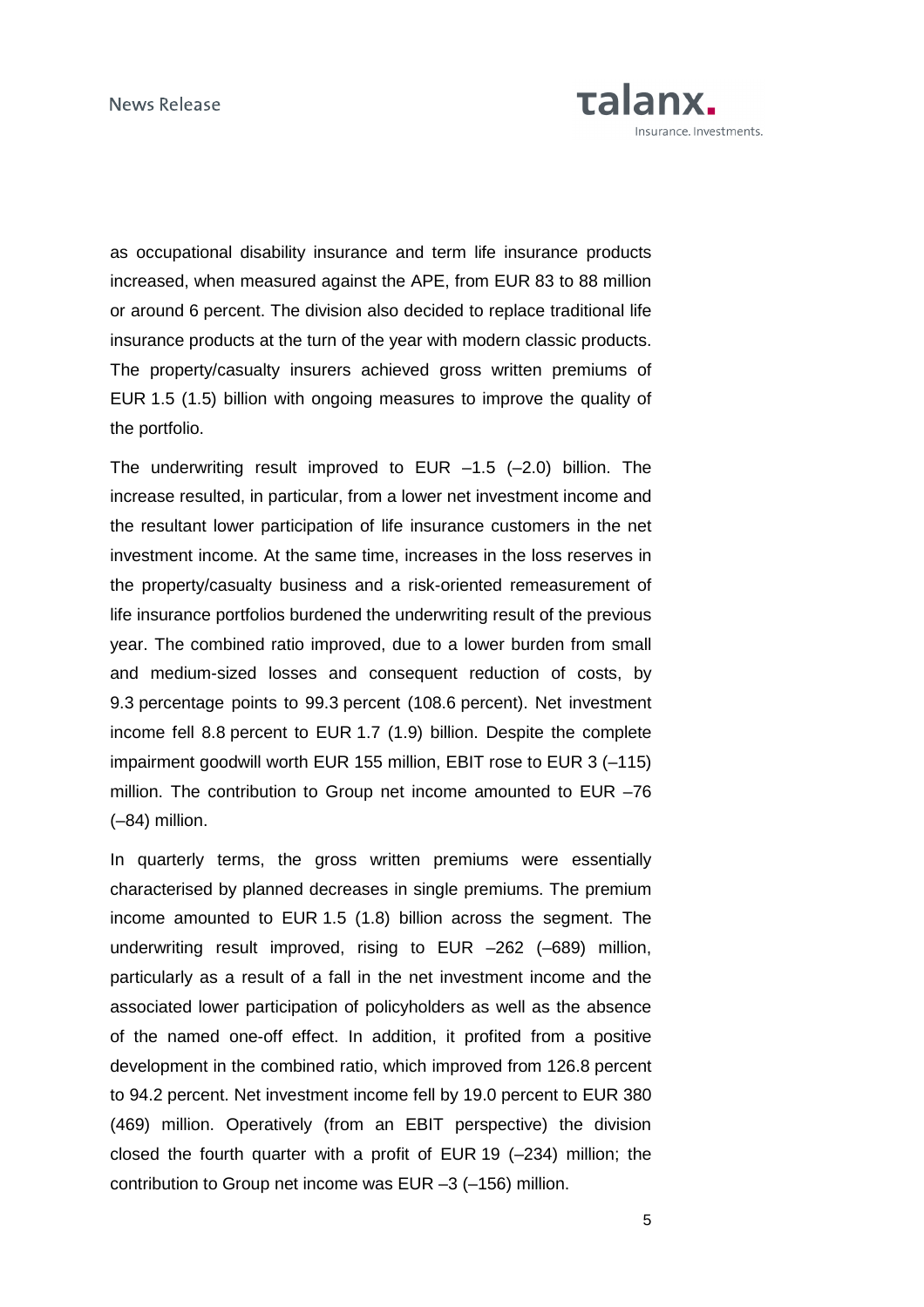as occupational disability insurance and term life insurance products increased, when measured against the APE, from EUR 83 to 88 million or around 6 percent. The division also decided to replace traditional life insurance products at the turn of the year with modern classic products. The property/casualty insurers achieved gross written premiums of EUR 1.5 (1.5) billion with ongoing measures to improve the quality of the portfolio.

The underwriting result improved to EUR –1.5 (–2.0) billion. The increase resulted, in particular, from a lower net investment income and the resultant lower participation of life insurance customers in the net investment income. At the same time, increases in the loss reserves in the property/casualty business and a risk-oriented remeasurement of life insurance portfolios burdened the underwriting result of the previous year. The combined ratio improved, due to a lower burden from small and medium-sized losses and consequent reduction of costs, by 9.3 percentage points to 99.3 percent (108.6 percent). Net investment income fell 8.8 percent to EUR 1.7 (1.9) billion. Despite the complete impairment goodwill worth EUR 155 million, EBIT rose to EUR 3 (–115) million. The contribution to Group net income amounted to EUR –76 (–84) million.

In quarterly terms, the gross written premiums were essentially characterised by planned decreases in single premiums. The premium income amounted to EUR 1.5 (1.8) billion across the segment. The underwriting result improved, rising to EUR –262 (–689) million, particularly as a result of a fall in the net investment income and the associated lower participation of policyholders as well as the absence of the named one-off effect. In addition, it profited from a positive development in the combined ratio, which improved from 126.8 percent to 94.2 percent. Net investment income fell by 19.0 percent to EUR 380 (469) million. Operatively (from an EBIT perspective) the division closed the fourth quarter with a profit of EUR 19 (–234) million; the contribution to Group net income was EUR –3 (–156) million.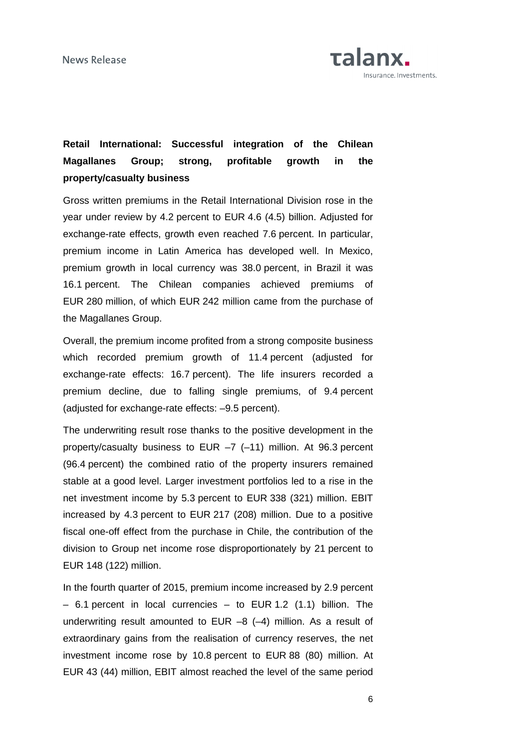**Retail International: Successful integration of the Chilean Magallanes Group; strong, profitable growth in the property/casualty business**

Gross written premiums in the Retail International Division rose in the year under review by 4.2 percent to EUR 4.6 (4.5) billion. Adjusted for exchange-rate effects, growth even reached 7.6 percent. In particular, premium income in Latin America has developed well. In Mexico, premium growth in local currency was 38.0 percent, in Brazil it was 16.1 percent. The Chilean companies achieved premiums of EUR 280 million, of which EUR 242 million came from the purchase of the Magallanes Group.

Overall, the premium income profited from a strong composite business which recorded premium growth of 11.4 percent (adjusted for exchange-rate effects: 16.7 percent). The life insurers recorded a premium decline, due to falling single premiums, of 9.4 percent (adjusted for exchange-rate effects: –9.5 percent).

The underwriting result rose thanks to the positive development in the property/casualty business to EUR –7 (–11) million. At 96.3 percent (96.4 percent) the combined ratio of the property insurers remained stable at a good level. Larger investment portfolios led to a rise in the net investment income by 5.3 percent to EUR 338 (321) million. EBIT increased by 4.3 percent to EUR 217 (208) million. Due to a positive fiscal one-off effect from the purchase in Chile, the contribution of the division to Group net income rose disproportionately by 21 percent to EUR 148 (122) million.

In the fourth quarter of 2015, premium income increased by 2.9 percent – 6.1 percent in local currencies – to EUR 1.2 (1.1) billion. The underwriting result amounted to EUR –8 (–4) million. As a result of extraordinary gains from the realisation of currency reserves, the net investment income rose by 10.8 percent to EUR 88 (80) million. At EUR 43 (44) million, EBIT almost reached the level of the same period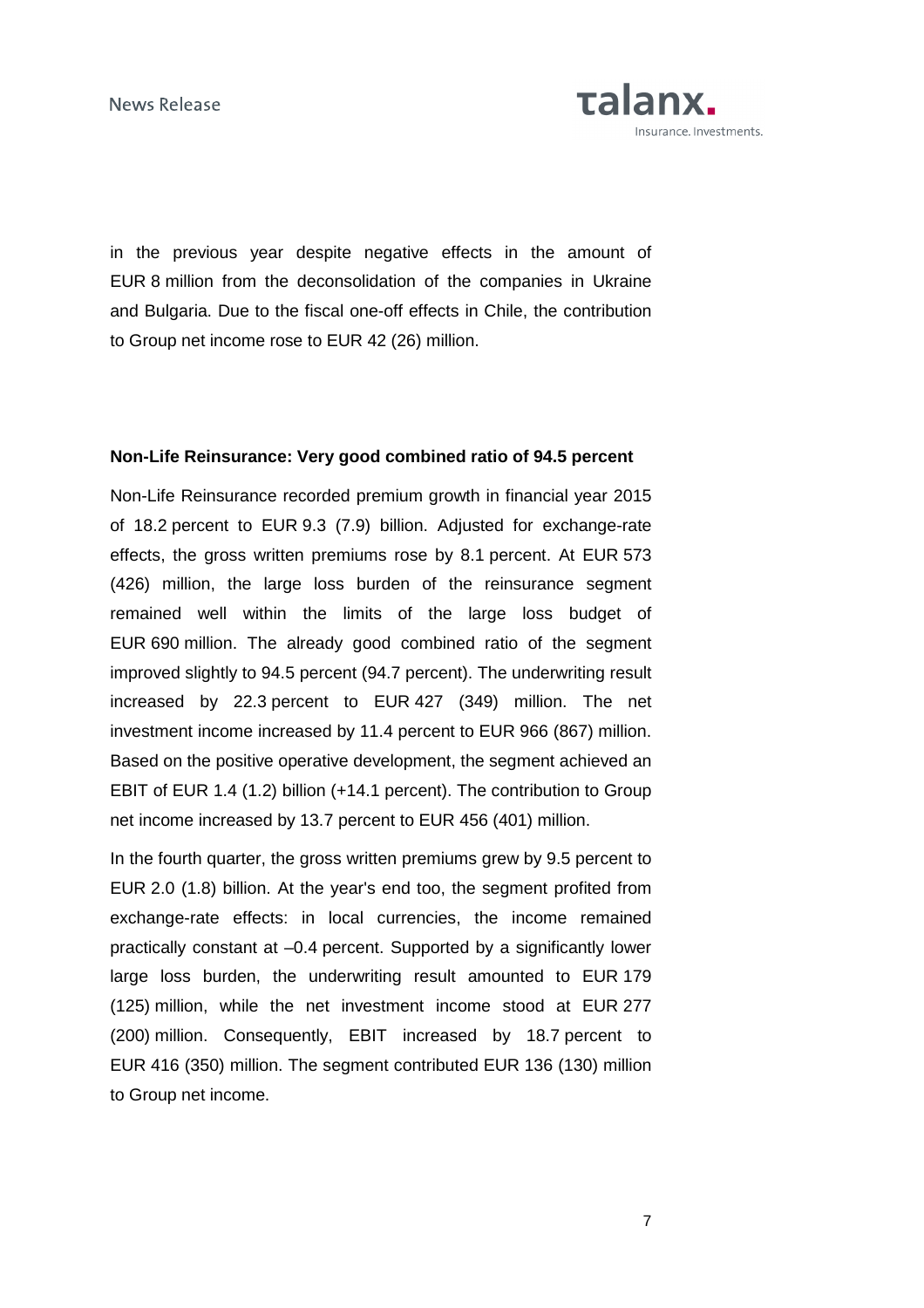in the previous year despite negative effects in the amount of EUR 8 million from the deconsolidation of the companies in Ukraine and Bulgaria. Due to the fiscal one-off effects in Chile, the contribution to Group net income rose to EUR 42 (26) million.

**Non-Life Reinsurance: Very good combined ratio of 94.5 percent**

Non-Life Reinsurance recorded premium growth in financial year 2015 of 18.2 percent to EUR 9.3 (7.9) billion. Adjusted for exchange-rate effects, the gross written premiums rose by 8.1 percent. At EUR 573 (426) million, the large loss burden of the reinsurance segment remained well within the limits of the large loss budget of EUR 690 million. The already good combined ratio of the segment improved slightly to 94.5 percent (94.7 percent). The underwriting result increased by 22.3 percent to EUR 427 (349) million. The net investment income increased by 11.4 percent to EUR 966 (867) million. Based on the positive operative development, the segment achieved an EBIT of EUR 1.4 (1.2) billion (+14.1 percent). The contribution to Group net income increased by 13.7 percent to EUR 456 (401) million.

In the fourth quarter, the gross written premiums grew by 9.5 percent to EUR 2.0 (1.8) billion. At the year's end too, the segment profited from exchange-rate effects: in local currencies, the income remained practically constant at –0.4 percent. Supported by a significantly lower large loss burden, the underwriting result amounted to EUR 179 (125) million, while the net investment income stood at EUR 277 (200) million. Consequently, EBIT increased by 18.7 percent to EUR 416 (350) million. The segment contributed EUR 136 (130) million to Group net income.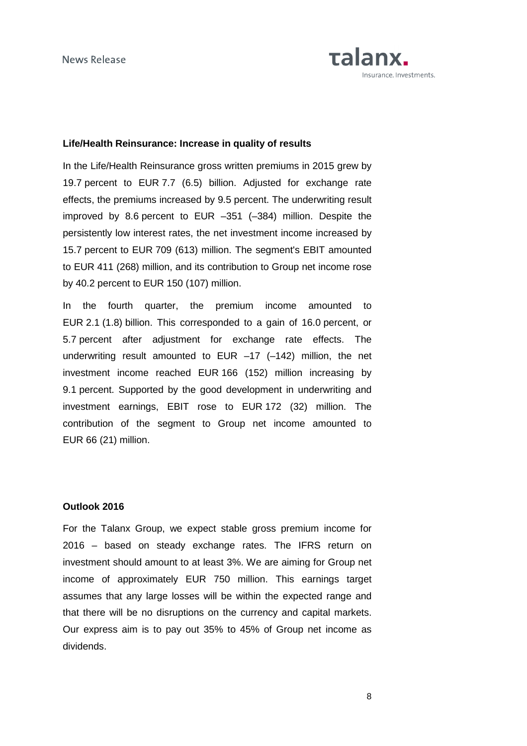**Life/Health Reinsurance: Increase in quality of results**

In the Life/Health Reinsurance gross written premiums in 2015 grew by 19.7 percent to EUR 7.7 (6.5) billion. Adjusted for exchange rate effects, the premiums increased by 9.5 percent. The underwriting result improved by 8.6 percent to EUR –351 (–384) million. Despite the persistently low interest rates, the net investment income increased by 15.7 percent to EUR 709 (613) million. The segment's EBIT amounted to EUR 411 (268) million, and its contribution to Group net income rose by 40.2 percent to EUR 150 (107) million.

In the fourth quarter, the premium income amounted to EUR 2.1 (1.8) billion. This corresponded to a gain of 16.0 percent, or 5.7 percent after adjustment for exchange rate effects. The underwriting result amounted to EUR –17 (–142) million, the net investment income reached EUR 166 (152) million increasing by 9.1 percent. Supported by the good development in underwriting and investment earnings, EBIT rose to EUR 172 (32) million. The contribution of the segment to Group net income amounted to EUR 66 (21) million.

**Outlook 2016**

For the Talanx Group, we expect stable gross premium income for 2016 – based on steady exchange rates. The IFRS return on investment should amount to at least 3%. We are aiming for Group net income of approximately EUR 750 million. This earnings target assumes that any large losses will be within the expected range and that there will be no disruptions on the currency and capital markets. Our express aim is to pay out 35% to 45% of Group net income as dividends.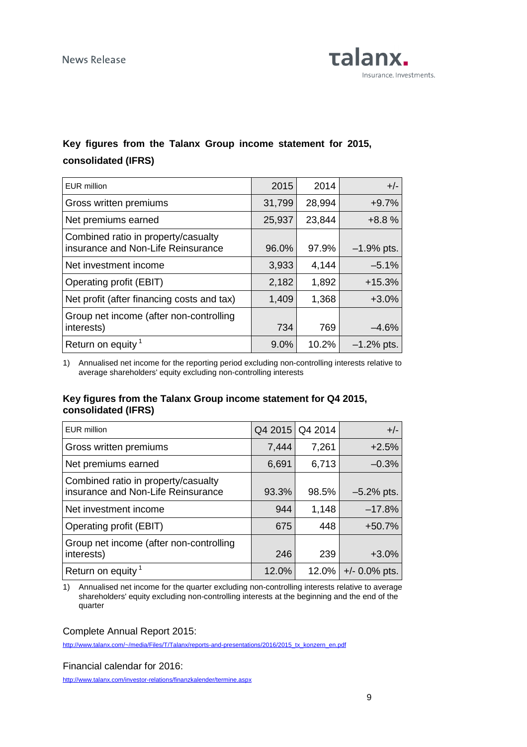## Key figures from the Talanx Group income statement for 2015, consolidated (IFRS)

| EUR million | 2015 | 2014 | +/- |
|---|---|---|---|
| Gross written premiums | 31,799 | 28,994 | +9.7% |
| Net premiums earned | 25,937 | 23,844 | +8.8 % |
| Combined ratio in property/casualty insurance and Non-Life Reinsurance | 96.0% | 97.9% | –1.9% pts. |
| Net investment income | 3,933 | 4,144 | –5.1% |
| Operating profit (EBIT) | 2,182 | 1,892 | +15.3% |
| Net profit (after financing costs and tax) | 1,409 | 1,368 | +3.0% |
| Group net income (after non-controlling interests) | 734 | 769 | –4.6% |
| Return on equity [1] | 9.0% | 10.2% | –1.2% pts. |

1) Annualised net income for the reporting period excluding non-controlling interests relative to average shareholders' equity excluding non-controlling interests

## Key figures from the Talanx Group income statement for Q4 2015, consolidated (IFRS)

| EUR million | Q4 2015 | Q4 2014 | +/- |
|---|---|---|---|
| Gross written premiums | 7,444 | 7,261 | +2.5% |
| Net premiums earned | 6,691 | 6,713 | –0.3% |
| Combined ratio in property/casualty insurance and Non-Life Reinsurance | 93.3% | 98.5% | –5.2% pts. |
| Net investment income | 944 | 1,148 | –17.8% |
| Operating profit (EBIT) | 675 | 448 | +50.7% |
| Group net income (after non-controlling interests) | 246 | 239 | +3.0% |
| Return on equity [1] | 12.0% | 12.0% | +/- 0.0% pts. |

1) Annualised net income for the quarter excluding non-controlling interests relative to average shareholders' equity excluding non-controlling interests at the beginning and the end of the quarter

Complete Annual Report 2015:

http://www.talanx.com/~/media/Files/T/Talanx/reports-and-presentations/2016/2015_tx_konzern_en.pdf

Financial calendar for 2016:

http://www.talanx.com/investor-relations/finanzkalender/termine.aspx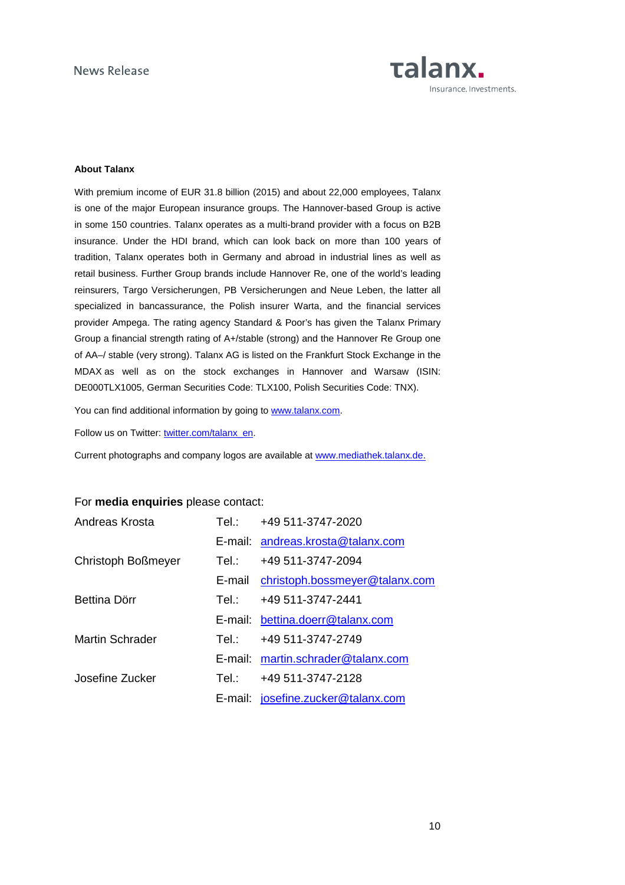**About Talanx**

With premium income of EUR 31.8 billion (2015) and about 22,000 employees, Talanx is one of the major European insurance groups. The Hannover-based Group is active in some 150 countries. Talanx operates as a multi-brand provider with a focus on B2B insurance. Under the HDI brand, which can look back on more than 100 years of tradition, Talanx operates both in Germany and abroad in industrial lines as well as retail business. Further Group brands include Hannover Re, one of the world's leading reinsurers, Targo Versicherungen, PB Versicherungen and Neue Leben, the latter all specialized in bancassurance, the Polish insurer Warta, and the financial services provider Ampega. The rating agency Standard & Poor's has given the Talanx Primary Group a financial strength rating of A+/stable (strong) and the Hannover Re Group one of AA–/ stable (very strong). Talanx AG is listed on the Frankfurt Stock Exchange in the MDAX as well as on the stock exchanges in Hannover and Warsaw (ISIN: DE000TLX1005, German Securities Code: TLX100, Polish Securities Code: TNX).

You can find additional information by going to www.talanx.com.

Follow us on Twitter: twitter.com/talanx_en.

Current photographs and company logos are available at www.mediathek.talanx.de.

For **media enquiries** please contact:

| | | |
|---|---|---|
| Andreas Krosta | Tel.: | +49 511-3747-2020 |
| | E-mail: | andreas.krosta@talanx.com |
| Christoph Boßmeyer | Tel.: | +49 511-3747-2094 |
| | E-mail | christoph.bossmeyer@talanx.com |
| Bettina Dörr | Tel.: | +49 511-3747-2441 |
| | E-mail: | bettina.doerr@talanx.com |
| Martin Schrader | Tel.: | +49 511-3747-2749 |
| | E-mail: | martin.schrader@talanx.com |
| Josefine Zucker | Tel.: | +49 511-3747-2128 |
| | E-mail: | josefine.zucker@talanx.com |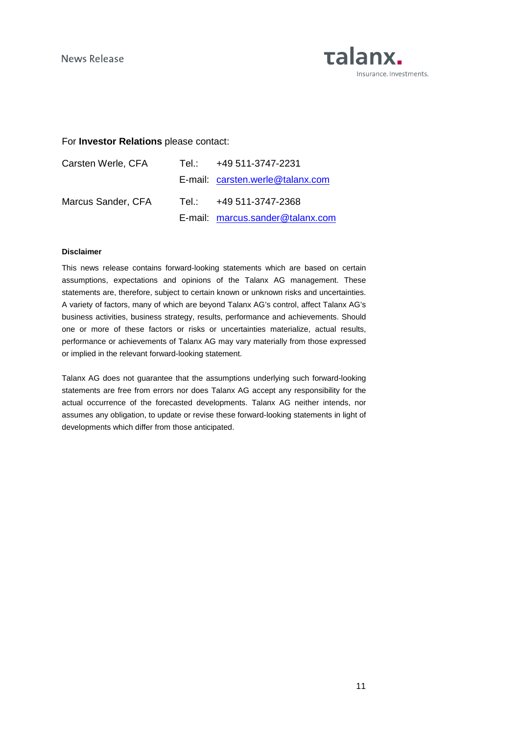For **Investor Relations** please contact:

| | | |
|---|---|---|
| Carsten Werle, CFA | Tel.: | +49 511-3747-2231 |
| | E-mail: | carsten.werle@talanx.com |
| Marcus Sander, CFA | Tel.: | +49 511-3747-2368 |
| | E-mail: | marcus.sander@talanx.com |

**Disclaimer**

This news release contains forward-looking statements which are based on certain assumptions, expectations and opinions of the Talanx AG management. These statements are, therefore, subject to certain known or unknown risks and uncertainties. A variety of factors, many of which are beyond Talanx AG's control, affect Talanx AG's business activities, business strategy, results, performance and achievements. Should one or more of these factors or risks or uncertainties materialize, actual results, performance or achievements of Talanx AG may vary materially from those expressed or implied in the relevant forward-looking statement.

Talanx AG does not guarantee that the assumptions underlying such forward-looking statements are free from errors nor does Talanx AG accept any responsibility for the actual occurrence of the forecasted developments. Talanx AG neither intends, nor assumes any obligation, to update or revise these forward-looking statements in light of developments which differ from those anticipated.